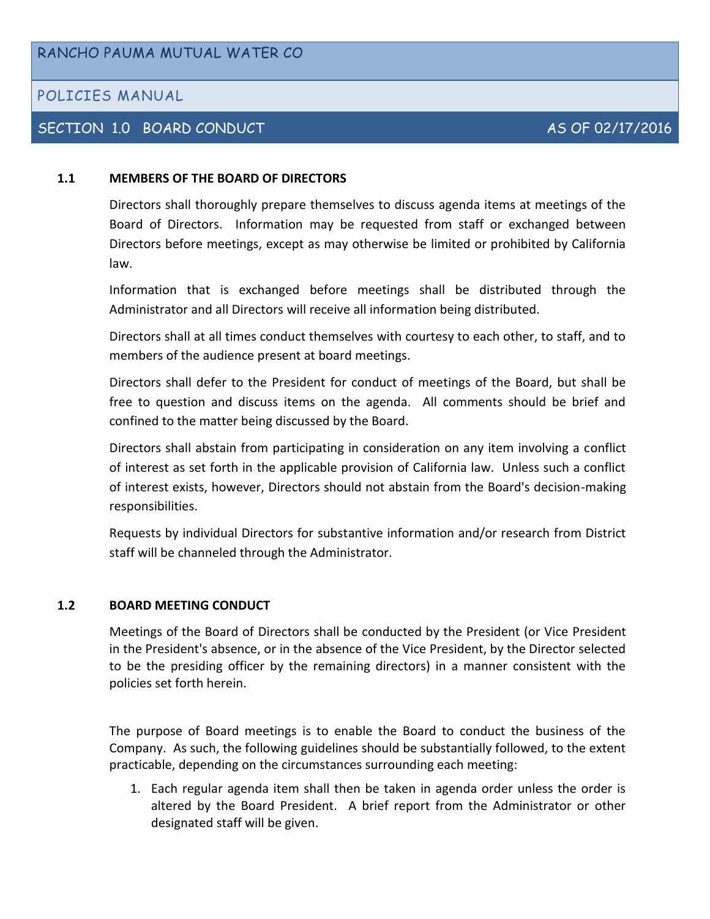# RANCHO PAUMA MUTUAL WATER CO

## POLICIES MANUAL

## SECTION 1.0 BOARD CONDUCT AS OF 02/17/2016

### 1.1 MEMBERS OF THE BOARD OF DIRECTORS

Directors shall thoroughly prepare themselves to discuss agenda items at meetings of the Board of Directors. Information may be requested from staff or exchanged between Directors before meetings, except as may otherwise be limited or prohibited by California law.

Information that is exchanged before meetings shall be distributed through the Administrator and all Directors will receive all information being distributed.

Directors shall at all times conduct themselves with courtesy to each other, to staff, and to members of the audience present at board meetings.

Directors shall defer to the President for conduct of meetings of the Board, but shall be free to question and discuss items on the agenda. All comments should be brief and confined to the matter being discussed by the Board.

Directors shall abstain from participating in consideration on any item involving a conflict of interest as set forth in the applicable provision of California law. Unless such a conflict of interest exists, however, Directors should not abstain from the Board's decision-making responsibilities.

Requests by individual Directors for substantive information and/or research from District staff will be channeled through the Administrator.

### 1.2 BOARD MEETING CONDUCT

Meetings of the Board of Directors shall be conducted by the President (or Vice President in the President's absence, or in the absence of the Vice President, by the Director selected to be the presiding officer by the remaining directors) in a manner consistent with the policies set forth herein.

The purpose of Board meetings is to enable the Board to conduct the business of the Company. As such, the following guidelines should be substantially followed, to the extent practicable, depending on the circumstances surrounding each meeting:

1. Each regular agenda item shall then be taken in agenda order unless the order is altered by the Board President. A brief report from the Administrator or other designated staff will be given.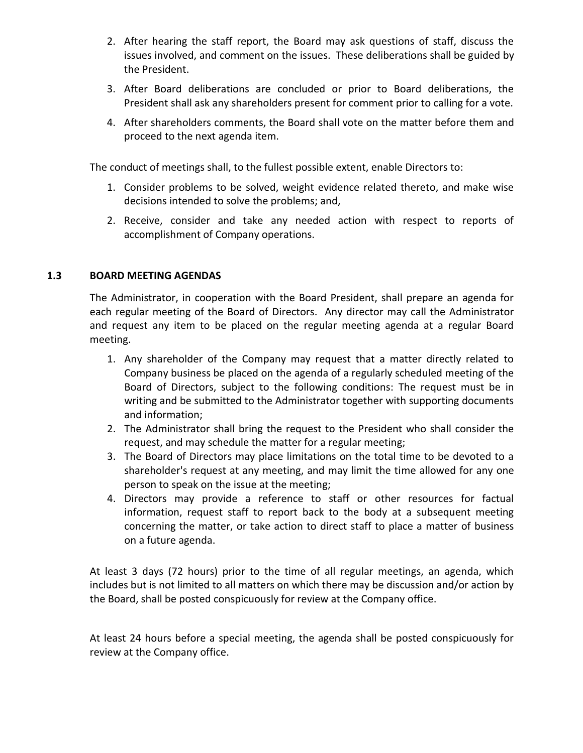2. After hearing the staff report, the Board may ask questions of staff, discuss the issues involved, and comment on the issues. These deliberations shall be guided by the President.
3. After Board deliberations are concluded or prior to Board deliberations, the President shall ask any shareholders present for comment prior to calling for a vote.
4. After shareholders comments, the Board shall vote on the matter before them and proceed to the next agenda item.

The conduct of meetings shall, to the fullest possible extent, enable Directors to:

1. Consider problems to be solved, weight evidence related thereto, and make wise decisions intended to solve the problems; and,
2. Receive, consider and take any needed action with respect to reports of accomplishment of Company operations.

### 1.3 BOARD MEETING AGENDAS

The Administrator, in cooperation with the Board President, shall prepare an agenda for each regular meeting of the Board of Directors. Any director may call the Administrator and request any item to be placed on the regular meeting agenda at a regular Board meeting.

1. Any shareholder of the Company may request that a matter directly related to Company business be placed on the agenda of a regularly scheduled meeting of the Board of Directors, subject to the following conditions: The request must be in writing and be submitted to the Administrator together with supporting documents and information;
2. The Administrator shall bring the request to the President who shall consider the request, and may schedule the matter for a regular meeting;
3. The Board of Directors may place limitations on the total time to be devoted to a shareholder's request at any meeting, and may limit the time allowed for any one person to speak on the issue at the meeting;
4. Directors may provide a reference to staff or other resources for factual information, request staff to report back to the body at a subsequent meeting concerning the matter, or take action to direct staff to place a matter of business on a future agenda.

At least 3 days (72 hours) prior to the time of all regular meetings, an agenda, which includes but is not limited to all matters on which there may be discussion and/or action by the Board, shall be posted conspicuously for review at the Company office.

At least 24 hours before a special meeting, the agenda shall be posted conspicuously for review at the Company office.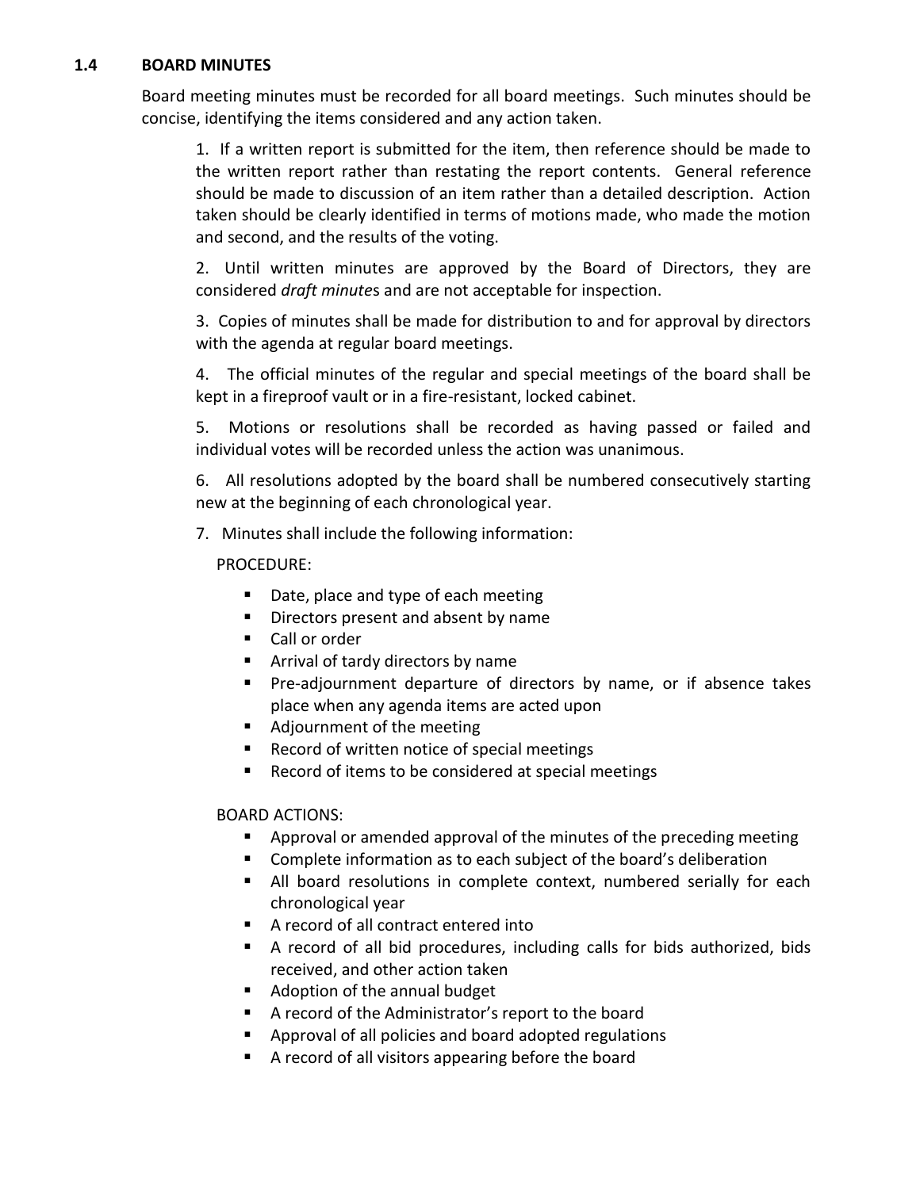## 1.4 BOARD MINUTES

Board meeting minutes must be recorded for all board meetings. Such minutes should be concise, identifying the items considered and any action taken.

1. If a written report is submitted for the item, then reference should be made to the written report rather than restating the report contents. General reference should be made to discussion of an item rather than a detailed description. Action taken should be clearly identified in terms of motions made, who made the motion and second, and the results of the voting.

2. Until written minutes are approved by the Board of Directors, they are considered *draft minutes* and are not acceptable for inspection.

3. Copies of minutes shall be made for distribution to and for approval by directors with the agenda at regular board meetings.

4. The official minutes of the regular and special meetings of the board shall be kept in a fireproof vault or in a fire-resistant, locked cabinet.

5. Motions or resolutions shall be recorded as having passed or failed and individual votes will be recorded unless the action was unanimous.

6. All resolutions adopted by the board shall be numbered consecutively starting new at the beginning of each chronological year.

7. Minutes shall include the following information:

   PROCEDURE:

   - Date, place and type of each meeting
   - Directors present and absent by name
   - Call or order
   - Arrival of tardy directors by name
   - Pre-adjournment departure of directors by name, or if absence takes place when any agenda items are acted upon
   - Adjournment of the meeting
   - Record of written notice of special meetings
   - Record of items to be considered at special meetings

   BOARD ACTIONS:

   - Approval or amended approval of the minutes of the preceding meeting
   - Complete information as to each subject of the board's deliberation
   - All board resolutions in complete context, numbered serially for each chronological year
   - A record of all contract entered into
   - A record of all bid procedures, including calls for bids authorized, bids received, and other action taken
   - Adoption of the annual budget
   - A record of the Administrator's report to the board
   - Approval of all policies and board adopted regulations
   - A record of all visitors appearing before the board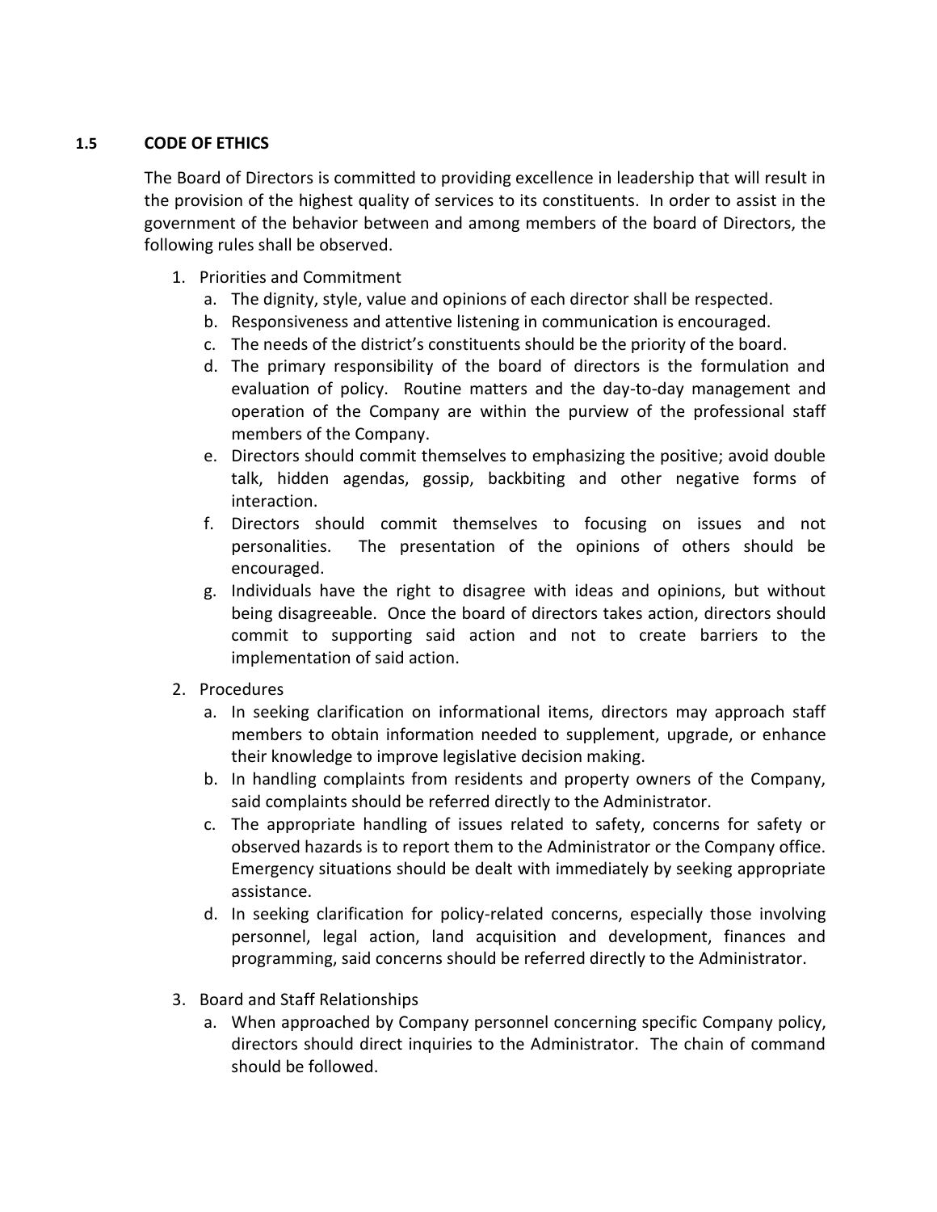## 1.5 CODE OF ETHICS

The Board of Directors is committed to providing excellence in leadership that will result in the provision of the highest quality of services to its constituents. In order to assist in the government of the behavior between and among members of the board of Directors, the following rules shall be observed.

1. Priorities and Commitment
   a. The dignity, style, value and opinions of each director shall be respected.
   b. Responsiveness and attentive listening in communication is encouraged.
   c. The needs of the district's constituents should be the priority of the board.
   d. The primary responsibility of the board of directors is the formulation and evaluation of policy. Routine matters and the day-to-day management and operation of the Company are within the purview of the professional staff members of the Company.
   e. Directors should commit themselves to emphasizing the positive; avoid double talk, hidden agendas, gossip, backbiting and other negative forms of interaction.
   f. Directors should commit themselves to focusing on issues and not personalities. The presentation of the opinions of others should be encouraged.
   g. Individuals have the right to disagree with ideas and opinions, but without being disagreeable. Once the board of directors takes action, directors should commit to supporting said action and not to create barriers to the implementation of said action.

2. Procedures
   a. In seeking clarification on informational items, directors may approach staff members to obtain information needed to supplement, upgrade, or enhance their knowledge to improve legislative decision making.
   b. In handling complaints from residents and property owners of the Company, said complaints should be referred directly to the Administrator.
   c. The appropriate handling of issues related to safety, concerns for safety or observed hazards is to report them to the Administrator or the Company office. Emergency situations should be dealt with immediately by seeking appropriate assistance.
   d. In seeking clarification for policy-related concerns, especially those involving personnel, legal action, land acquisition and development, finances and programming, said concerns should be referred directly to the Administrator.

3. Board and Staff Relationships
   a. When approached by Company personnel concerning specific Company policy, directors should direct inquiries to the Administrator. The chain of command should be followed.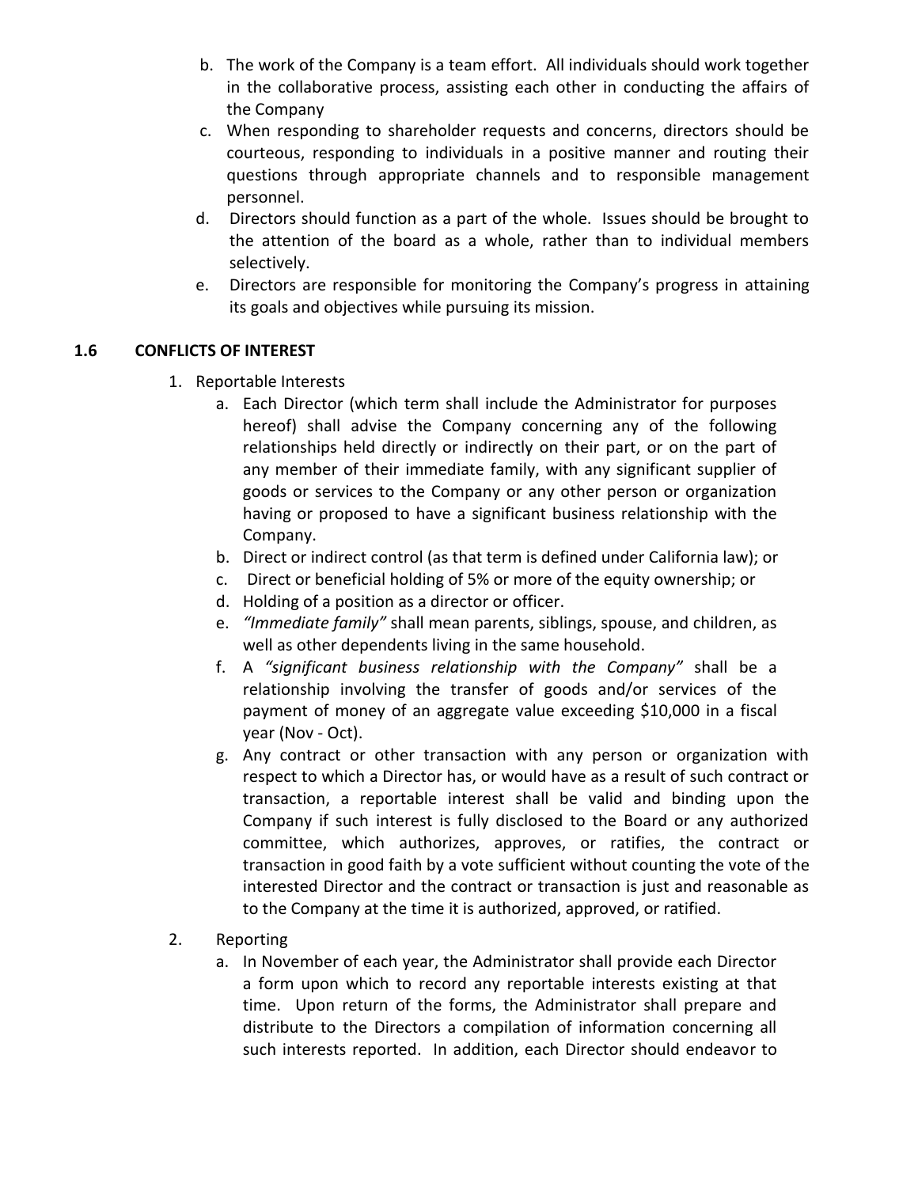b. The work of the Company is a team effort. All individuals should work together in the collaborative process, assisting each other in conducting the affairs of the Company

c. When responding to shareholder requests and concerns, directors should be courteous, responding to individuals in a positive manner and routing their questions through appropriate channels and to responsible management personnel.

d. Directors should function as a part of the whole. Issues should be brought to the attention of the board as a whole, rather than to individual members selectively.

e. Directors are responsible for monitoring the Company's progress in attaining its goals and objectives while pursuing its mission.

### 1.6 CONFLICTS OF INTEREST

1. Reportable Interests
   a. Each Director (which term shall include the Administrator for purposes hereof) shall advise the Company concerning any of the following relationships held directly or indirectly on their part, or on the part of any member of their immediate family, with any significant supplier of goods or services to the Company or any other person or organization having or proposed to have a significant business relationship with the Company.
   b. Direct or indirect control (as that term is defined under California law); or
   c. Direct or beneficial holding of 5% or more of the equity ownership; or
   d. Holding of a position as a director or officer.
   e. *"Immediate family"* shall mean parents, siblings, spouse, and children, as well as other dependents living in the same household.
   f. A *"significant business relationship with the Company"* shall be a relationship involving the transfer of goods and/or services of the payment of money of an aggregate value exceeding $10,000 in a fiscal year (Nov - Oct).
   g. Any contract or other transaction with any person or organization with respect to which a Director has, or would have as a result of such contract or transaction, a reportable interest shall be valid and binding upon the Company if such interest is fully disclosed to the Board or any authorized committee, which authorizes, approves, or ratifies, the contract or transaction in good faith by a vote sufficient without counting the vote of the interested Director and the contract or transaction is just and reasonable as to the Company at the time it is authorized, approved, or ratified.

2. Reporting
   a. In November of each year, the Administrator shall provide each Director a form upon which to record any reportable interests existing at that time. Upon return of the forms, the Administrator shall prepare and distribute to the Directors a compilation of information concerning all such interests reported. In addition, each Director should endeavor to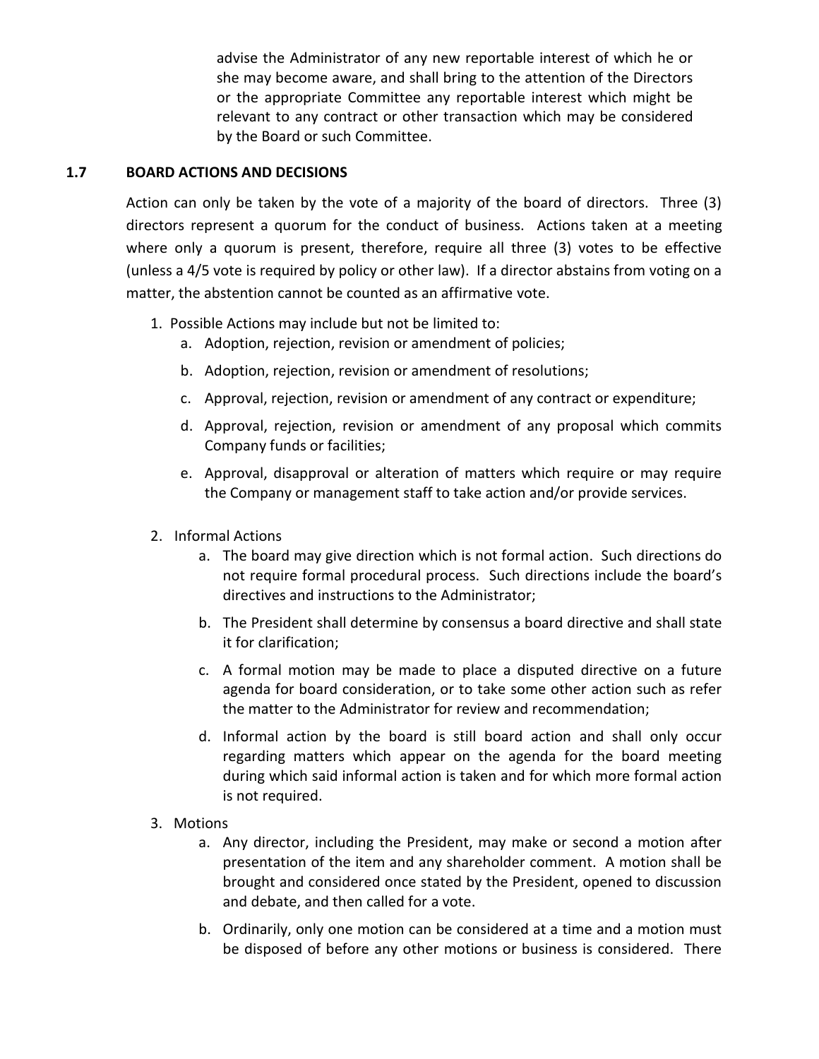advise the Administrator of any new reportable interest of which he or she may become aware, and shall bring to the attention of the Directors or the appropriate Committee any reportable interest which might be relevant to any contract or other transaction which may be considered by the Board or such Committee.

### 1.7 BOARD ACTIONS AND DECISIONS

Action can only be taken by the vote of a majority of the board of directors. Three (3) directors represent a quorum for the conduct of business. Actions taken at a meeting where only a quorum is present, therefore, require all three (3) votes to be effective (unless a 4/5 vote is required by policy or other law). If a director abstains from voting on a matter, the abstention cannot be counted as an affirmative vote.

1. Possible Actions may include but not be limited to:
   a. Adoption, rejection, revision or amendment of policies;
   b. Adoption, rejection, revision or amendment of resolutions;
   c. Approval, rejection, revision or amendment of any contract or expenditure;
   d. Approval, rejection, revision or amendment of any proposal which commits Company funds or facilities;
   e. Approval, disapproval or alteration of matters which require or may require the Company or management staff to take action and/or provide services.

2. Informal Actions
   a. The board may give direction which is not formal action. Such directions do not require formal procedural process. Such directions include the board's directives and instructions to the Administrator;
   b. The President shall determine by consensus a board directive and shall state it for clarification;
   c. A formal motion may be made to place a disputed directive on a future agenda for board consideration, or to take some other action such as refer the matter to the Administrator for review and recommendation;
   d. Informal action by the board is still board action and shall only occur regarding matters which appear on the agenda for the board meeting during which said informal action is taken and for which more formal action is not required.

3. Motions
   a. Any director, including the President, may make or second a motion after presentation of the item and any shareholder comment. A motion shall be brought and considered once stated by the President, opened to discussion and debate, and then called for a vote.
   b. Ordinarily, only one motion can be considered at a time and a motion must be disposed of before any other motions or business is considered. There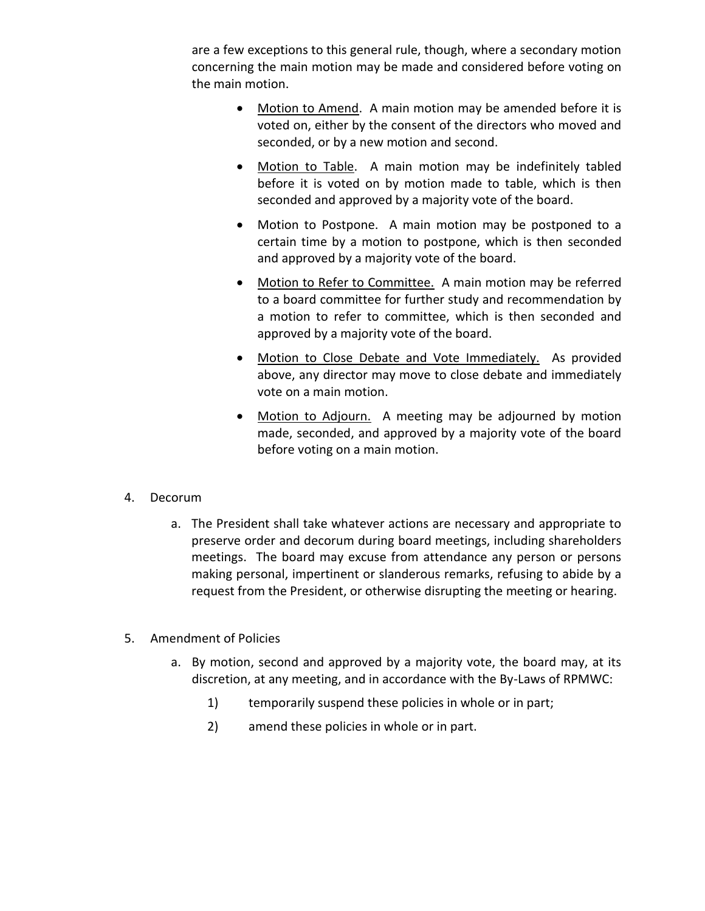are a few exceptions to this general rule, though, where a secondary motion concerning the main motion may be made and considered before voting on the main motion.

- Motion to Amend. A main motion may be amended before it is voted on, either by the consent of the directors who moved and seconded, or by a new motion and second.
- Motion to Table. A main motion may be indefinitely tabled before it is voted on by motion made to table, which is then seconded and approved by a majority vote of the board.
- Motion to Postpone. A main motion may be postponed to a certain time by a motion to postpone, which is then seconded and approved by a majority vote of the board.
- Motion to Refer to Committee. A main motion may be referred to a board committee for further study and recommendation by a motion to refer to committee, which is then seconded and approved by a majority vote of the board.
- Motion to Close Debate and Vote Immediately. As provided above, any director may move to close debate and immediately vote on a main motion.
- Motion to Adjourn. A meeting may be adjourned by motion made, seconded, and approved by a majority vote of the board before voting on a main motion.

4. Decorum

   a. The President shall take whatever actions are necessary and appropriate to preserve order and decorum during board meetings, including shareholders meetings. The board may excuse from attendance any person or persons making personal, impertinent or slanderous remarks, refusing to abide by a request from the President, or otherwise disrupting the meeting or hearing.

5. Amendment of Policies

   a. By motion, second and approved by a majority vote, the board may, at its discretion, at any meeting, and in accordance with the By-Laws of RPMWC:

      1) temporarily suspend these policies in whole or in part;

      2) amend these policies in whole or in part.